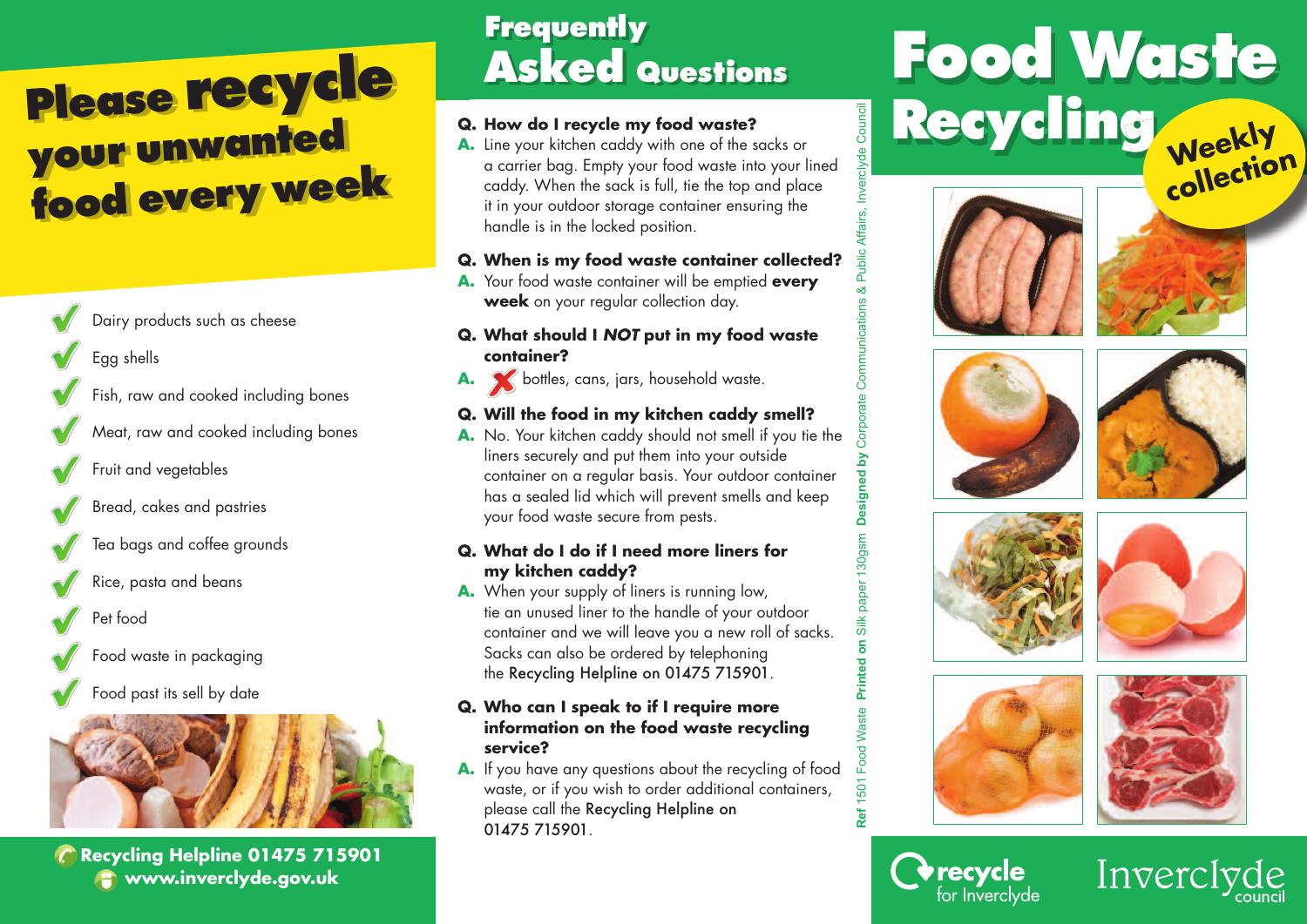# Please recycle your unwanted food every week

- ✔ Dairy products such as cheese
- ✔ Egg shells
- ✔ Fish, raw and cooked including bones
- ✔ Meat, raw and cooked including bones
- ✔ Fruit and vegetables
- ✔ Bread, cakes and pastries
- ✔ Tea bags and coffee grounds
- ✔ Rice, pasta and beans
- ✔ Pet food
- ✔ Food waste in packaging
- ✔ Food past its sell by date

**Recycling Helpline 01475 715901**
**www.inverclyde.gov.uk**

# Frequently Asked Questions

**Q. How do I recycle my food waste?**
**A.** Line your kitchen caddy with one of the sacks or a carrier bag. Empty your food waste into your lined caddy. When the sack is full, tie the top and place it in your outdoor storage container ensuring the handle is in the locked position.

**Q. When is my food waste container collected?**
**A.** Your food waste container will be emptied **every week** on your regular collection day.

**Q. What should I *NOT* put in my food waste container?**
**A.** ✘ bottles, cans, jars, household waste.

**Q. Will the food in my kitchen caddy smell?**
**A.** No. Your kitchen caddy should not smell if you tie the liners securely and put them into your outside container on a regular basis. Your outdoor container has a sealed lid which will prevent smells and keep your food waste secure from pests.

**Q. What do I do if I need more liners for my kitchen caddy?**
**A.** When your supply of liners is running low, tie an unused liner to the handle of your outdoor container and we will leave you a new roll of sacks. Sacks can also be ordered by telephoning the Recycling Helpline on 01475 715901.

**Q. Who can I speak to if I require more information on the food waste recycling service?**
**A.** If you have any questions about the recycling of food waste, or if you wish to order additional containers, please call the Recycling Helpline on 01475 715901.

**Ref** 1501 Food Waste **Printed on** Silk paper 130gsm **Designed by** Corporate Communications & Public Affairs, Inverclyde Council

# Food Waste Recycling

Weekly collection

recycle for Inverclyde

Inverclyde council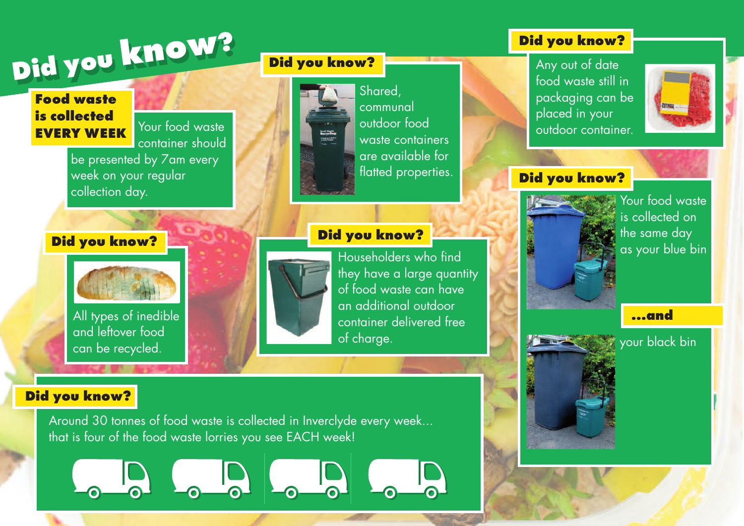# Did you know?

## Food waste is collected EVERY WEEK

Your food waste container should be presented by 7am every week on your regular collection day.

## Did you know?

All types of inedible and leftover food can be recycled.

## Did you know?

Shared, communal outdoor food waste containers are available for flatted properties.

## Did you know?

Householders who find they have a large quantity of food waste can have an additional outdoor container delivered free of charge.

## Did you know?

Any out of date food waste still in packaging can be placed in your outdoor container.

## Did you know?

Your food waste is collected on the same day as your blue bin

**...and**

your black bin

## Did you know?

Around 30 tonnes of food waste is collected in Inverclyde every week... that is four of the food waste lorries you see EACH week!